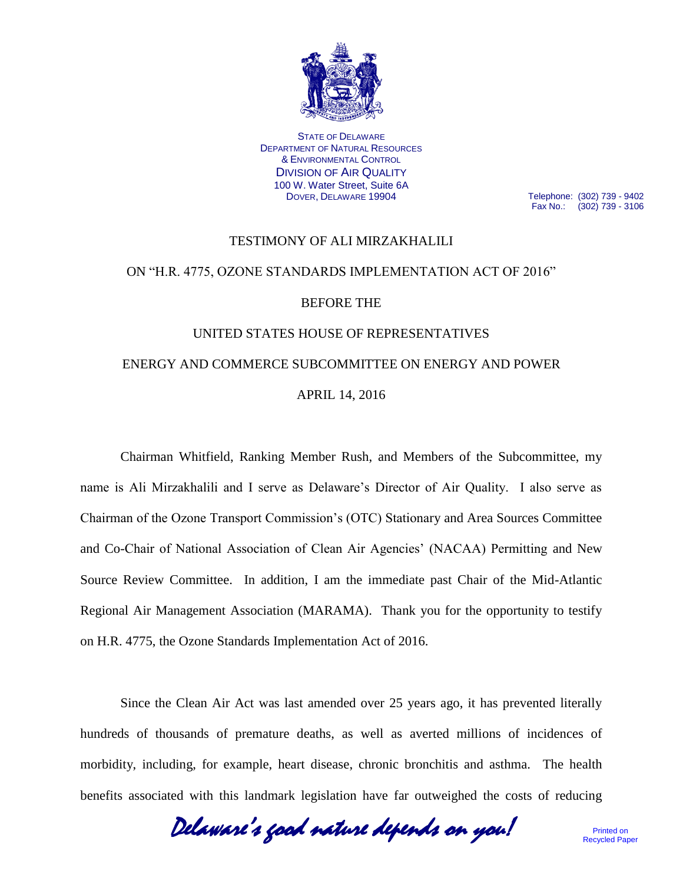STATE OF DELAWARE
DEPARTMENT OF NATURAL RESOURCES
& ENVIRONMENTAL CONTROL
DIVISION OF AIR QUALITY
100 W. Water Street, Suite 6A
DOVER, DELAWARE 19904

Telephone: (302) 739 - 9402
Fax No.: (302) 739 - 3106

# TESTIMONY OF ALI MIRZAKHALILI

## ON "H.R. 4775, OZONE STANDARDS IMPLEMENTATION ACT OF 2016"

## BEFORE THE

## UNITED STATES HOUSE OF REPRESENTATIVES

## ENERGY AND COMMERCE SUBCOMMITTEE ON ENERGY AND POWER

## APRIL 14, 2016

Chairman Whitfield, Ranking Member Rush, and Members of the Subcommittee, my name is Ali Mirzakhalili and I serve as Delaware's Director of Air Quality. I also serve as Chairman of the Ozone Transport Commission's (OTC) Stationary and Area Sources Committee and Co-Chair of National Association of Clean Air Agencies' (NACAA) Permitting and New Source Review Committee. In addition, I am the immediate past Chair of the Mid-Atlantic Regional Air Management Association (MARAMA). Thank you for the opportunity to testify on H.R. 4775, the Ozone Standards Implementation Act of 2016.

Since the Clean Air Act was last amended over 25 years ago, it has prevented literally hundreds of thousands of premature deaths, as well as averted millions of incidences of morbidity, including, for example, heart disease, chronic bronchitis and asthma. The health benefits associated with this landmark legislation have far outweighed the costs of reducing

*Delaware's good nature depends on you!*

Printed on Recycled Paper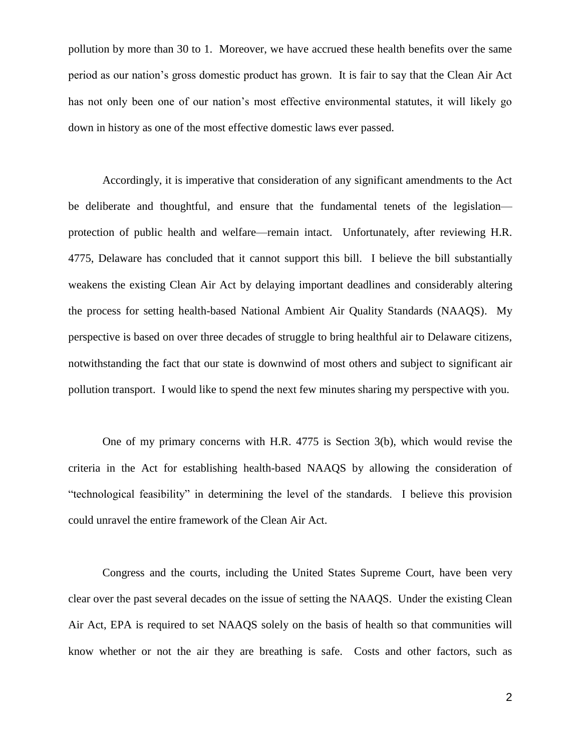pollution by more than 30 to 1. Moreover, we have accrued these health benefits over the same period as our nation's gross domestic product has grown. It is fair to say that the Clean Air Act has not only been one of our nation's most effective environmental statutes, it will likely go down in history as one of the most effective domestic laws ever passed.

Accordingly, it is imperative that consideration of any significant amendments to the Act be deliberate and thoughtful, and ensure that the fundamental tenets of the legislation—protection of public health and welfare—remain intact. Unfortunately, after reviewing H.R. 4775, Delaware has concluded that it cannot support this bill. I believe the bill substantially weakens the existing Clean Air Act by delaying important deadlines and considerably altering the process for setting health-based National Ambient Air Quality Standards (NAAQS). My perspective is based on over three decades of struggle to bring healthful air to Delaware citizens, notwithstanding the fact that our state is downwind of most others and subject to significant air pollution transport. I would like to spend the next few minutes sharing my perspective with you.

One of my primary concerns with H.R. 4775 is Section 3(b), which would revise the criteria in the Act for establishing health-based NAAQS by allowing the consideration of "technological feasibility" in determining the level of the standards. I believe this provision could unravel the entire framework of the Clean Air Act.

Congress and the courts, including the United States Supreme Court, have been very clear over the past several decades on the issue of setting the NAAQS. Under the existing Clean Air Act, EPA is required to set NAAQS solely on the basis of health so that communities will know whether or not the air they are breathing is safe. Costs and other factors, such as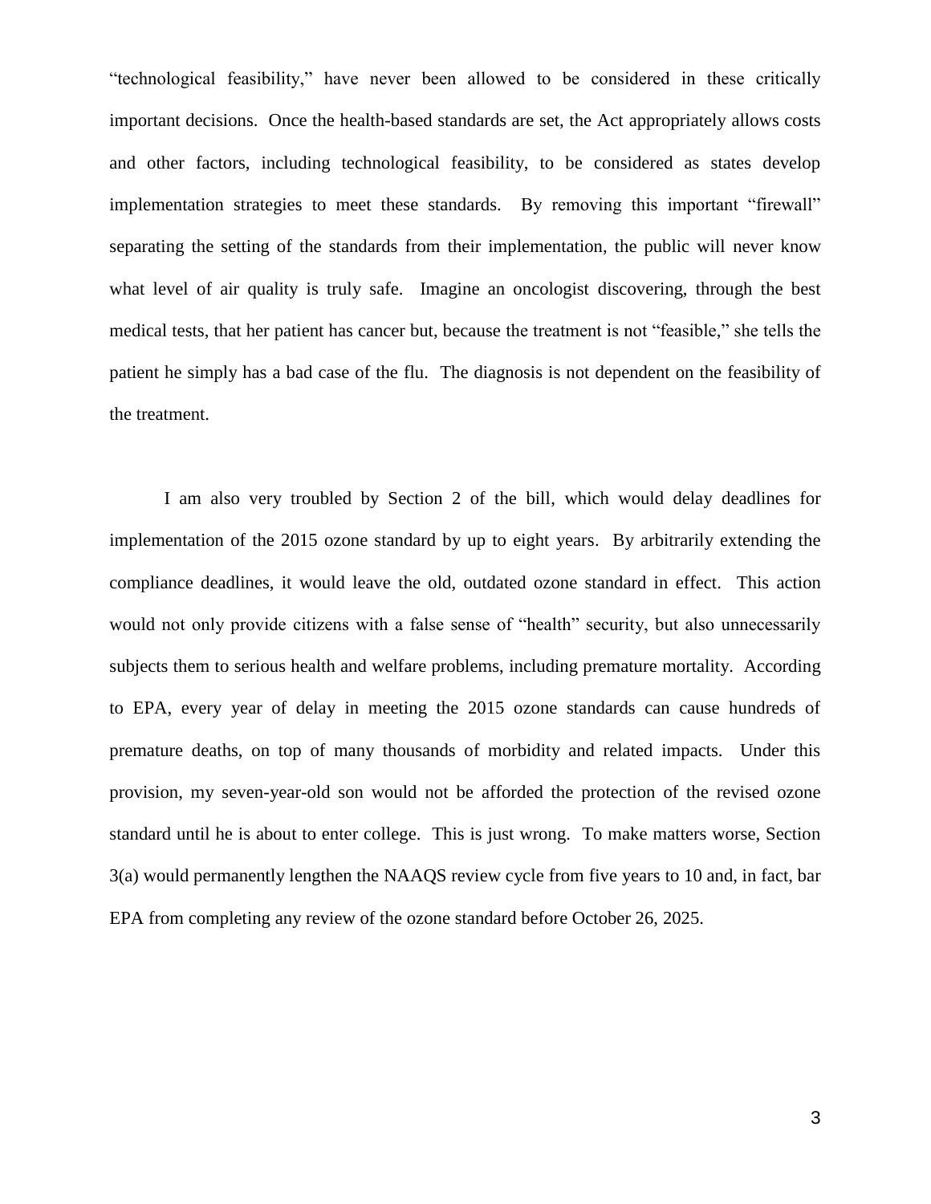"technological feasibility," have never been allowed to be considered in these critically important decisions. Once the health-based standards are set, the Act appropriately allows costs and other factors, including technological feasibility, to be considered as states develop implementation strategies to meet these standards. By removing this important "firewall" separating the setting of the standards from their implementation, the public will never know what level of air quality is truly safe. Imagine an oncologist discovering, through the best medical tests, that her patient has cancer but, because the treatment is not "feasible," she tells the patient he simply has a bad case of the flu. The diagnosis is not dependent on the feasibility of the treatment.

I am also very troubled by Section 2 of the bill, which would delay deadlines for implementation of the 2015 ozone standard by up to eight years. By arbitrarily extending the compliance deadlines, it would leave the old, outdated ozone standard in effect. This action would not only provide citizens with a false sense of "health" security, but also unnecessarily subjects them to serious health and welfare problems, including premature mortality. According to EPA, every year of delay in meeting the 2015 ozone standards can cause hundreds of premature deaths, on top of many thousands of morbidity and related impacts. Under this provision, my seven-year-old son would not be afforded the protection of the revised ozone standard until he is about to enter college. This is just wrong. To make matters worse, Section 3(a) would permanently lengthen the NAAQS review cycle from five years to 10 and, in fact, bar EPA from completing any review of the ozone standard before October 26, 2025.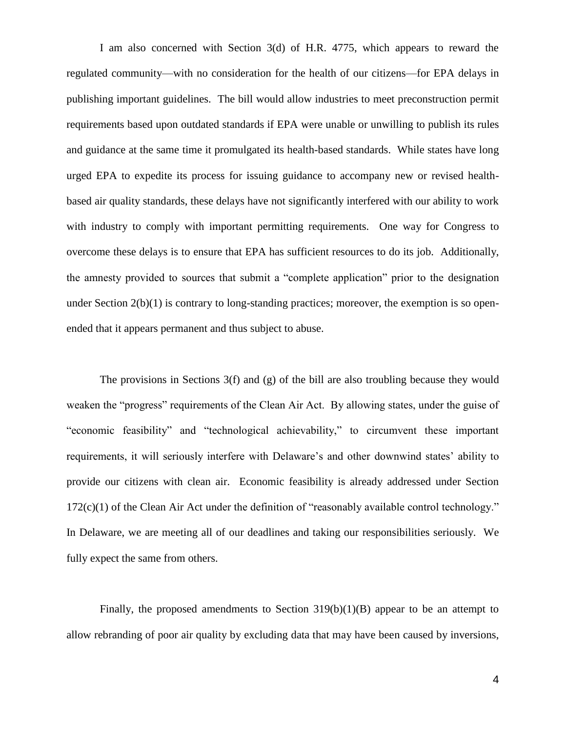I am also concerned with Section 3(d) of H.R. 4775, which appears to reward the regulated community—with no consideration for the health of our citizens—for EPA delays in publishing important guidelines. The bill would allow industries to meet preconstruction permit requirements based upon outdated standards if EPA were unable or unwilling to publish its rules and guidance at the same time it promulgated its health-based standards. While states have long urged EPA to expedite its process for issuing guidance to accompany new or revised health-based air quality standards, these delays have not significantly interfered with our ability to work with industry to comply with important permitting requirements. One way for Congress to overcome these delays is to ensure that EPA has sufficient resources to do its job. Additionally, the amnesty provided to sources that submit a "complete application" prior to the designation under Section 2(b)(1) is contrary to long-standing practices; moreover, the exemption is so open-ended that it appears permanent and thus subject to abuse.

The provisions in Sections 3(f) and (g) of the bill are also troubling because they would weaken the "progress" requirements of the Clean Air Act. By allowing states, under the guise of "economic feasibility" and "technological achievability," to circumvent these important requirements, it will seriously interfere with Delaware's and other downwind states' ability to provide our citizens with clean air. Economic feasibility is already addressed under Section 172(c)(1) of the Clean Air Act under the definition of "reasonably available control technology." In Delaware, we are meeting all of our deadlines and taking our responsibilities seriously. We fully expect the same from others.

Finally, the proposed amendments to Section 319(b)(1)(B) appear to be an attempt to allow rebranding of poor air quality by excluding data that may have been caused by inversions,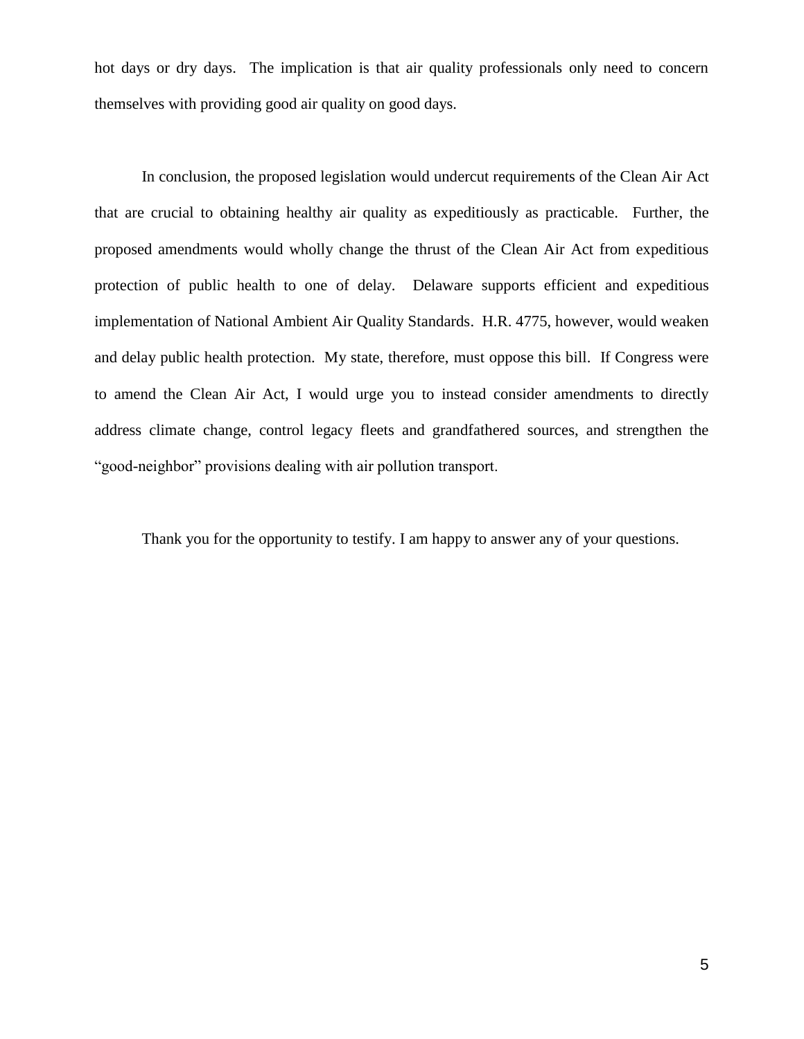hot days or dry days. The implication is that air quality professionals only need to concern themselves with providing good air quality on good days.

In conclusion, the proposed legislation would undercut requirements of the Clean Air Act that are crucial to obtaining healthy air quality as expeditiously as practicable. Further, the proposed amendments would wholly change the thrust of the Clean Air Act from expeditious protection of public health to one of delay. Delaware supports efficient and expeditious implementation of National Ambient Air Quality Standards. H.R. 4775, however, would weaken and delay public health protection. My state, therefore, must oppose this bill. If Congress were to amend the Clean Air Act, I would urge you to instead consider amendments to directly address climate change, control legacy fleets and grandfathered sources, and strengthen the "good-neighbor" provisions dealing with air pollution transport.

Thank you for the opportunity to testify. I am happy to answer any of your questions.